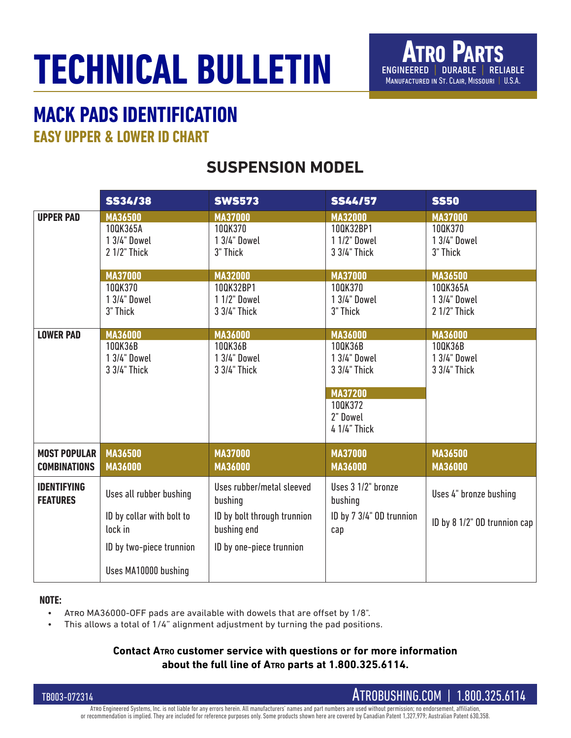# TECHNICAL BULLETIN

**ATRO PARTS**
ENGINEERED | DURABLE | RELIABLE
MANUFACTURED IN ST. CLAIR, MISSOURI | U.S.A.

## MACK PADS IDENTIFICATION

### EASY UPPER & LOWER ID CHART

### SUSPENSION MODEL

| | SS34/38 | SWS573 | SS44/57 | SS50 |
|---|---|---|---|---|
| **UPPER PAD** | **MA36500**<br>10QK365A<br>1 3/4" Dowel<br>2 1/2" Thick | **MA37000**<br>10QK370<br>1 3/4" Dowel<br>3" Thick | **MA32000**<br>10QK32BP1<br>1 1/2" Dowel<br>3 3/4" Thick | **MA37000**<br>10QK370<br>1 3/4" Dowel<br>3" Thick |
| | **MA37000**<br>10QK370<br>1 3/4" Dowel<br>3" Thick | **MA32000**<br>10QK32BP1<br>1 1/2" Dowel<br>3 3/4" Thick | **MA37000**<br>10QK370<br>1 3/4" Dowel<br>3" Thick | **MA36500**<br>10QK365A<br>1 3/4" Dowel<br>2 1/2" Thick |
| **LOWER PAD** | **MA36000**<br>10QK36B<br>1 3/4" Dowel<br>3 3/4" Thick | **MA36000**<br>10QK36B<br>1 3/4" Dowel<br>3 3/4" Thick | **MA36000**<br>10QK36B<br>1 3/4" Dowel<br>3 3/4" Thick<br><br>**MA37200**<br>10QK372<br>2" Dowel<br>4 1/4" Thick | **MA36000**<br>10QK36B<br>1 3/4" Dowel<br>3 3/4" Thick |
| **MOST POPULAR COMBINATIONS** | **MA36500**<br>**MA36000** | **MA37000**<br>**MA36000** | **MA37000**<br>**MA36000** | **MA36500**<br>**MA36000** |
| **IDENTIFYING FEATURES** | Uses all rubber bushing<br><br>ID by collar with bolt to lock in<br><br>ID by two-piece trunnion<br><br>Uses MA10000 bushing | Uses rubber/metal sleeved bushing<br><br>ID by bolt through trunnion bushing end<br><br>ID by one-piece trunnion | Uses 3 1/2" bronze bushing<br><br>ID by 7 3/4" OD trunnion cap | Uses 4" bronze bushing<br><br>ID by 8 1/2" OD trunnion cap |

**NOTE:**

- ATRO MA36000-OFF pads are available with dowels that are offset by 1/8".
- This allows a total of 1/4" alignment adjustment by turning the pad positions.

**Contact ATRO customer service with questions or for more information about the full line of ATRO parts at 1.800.325.6114.**

TB003-072314

ATROBUSHING.COM | 1.800.325.6114

ATRO Engineered Systems, Inc. is not liable for any errors herein. All manufacturers' names and part numbers are used without permission; no endorsement, affiliation, or recommendation is implied. They are included for reference purposes only. Some products shown here are covered by Canadian Patent 1,327,979; Australian Patent 630,358.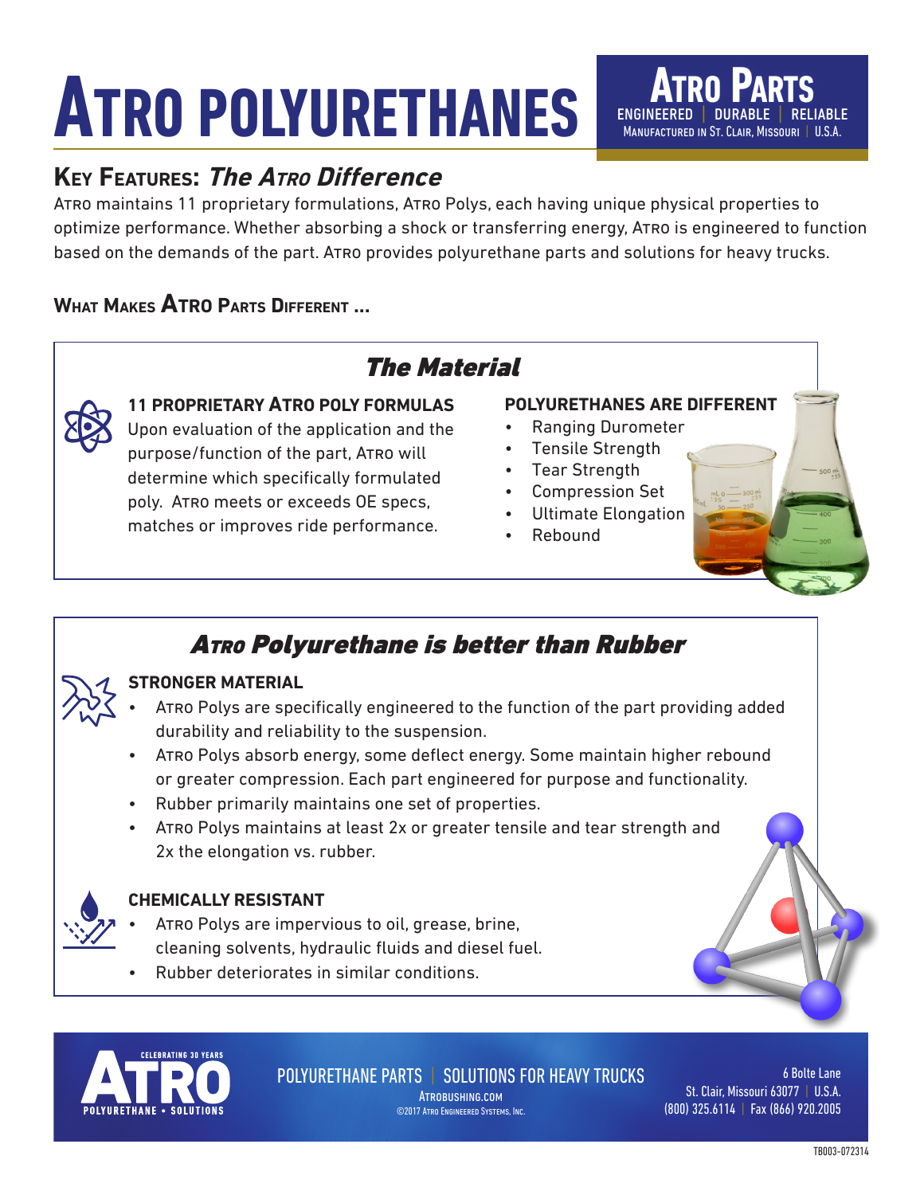# ATRO POLYURETHANES

**ATRO PARTS**
ENGINEERED | DURABLE | RELIABLE
MANUFACTURED IN ST. CLAIR, MISSOURI | U.S.A.

## KEY FEATURES: *The ATRO Difference*

ATRO maintains 11 proprietary formulations, ATRO Polys, each having unique physical properties to optimize performance. Whether absorbing a shock or transferring energy, ATRO is engineered to function based on the demands of the part. ATRO provides polyurethane parts and solutions for heavy trucks.

### WHAT MAKES ATRO PARTS DIFFERENT ...

## *The Material*

**11 PROPRIETARY ATRO POLY FORMULAS**

Upon evaluation of the application and the purpose/function of the part, ATRO will determine which specifically formulated poly. ATRO meets or exceeds OE specs, matches or improves ride performance.

**POLYURETHANES ARE DIFFERENT**

- Ranging Durometer
- Tensile Strength
- Tear Strength
- Compression Set
- Ultimate Elongation
- Rebound

## *ATRO Polyurethane is better than Rubber*

**STRONGER MATERIAL**

- ATRO Polys are specifically engineered to the function of the part providing added durability and reliability to the suspension.
- ATRO Polys absorb energy, some deflect energy. Some maintain higher rebound or greater compression. Each part engineered for purpose and functionality.
- Rubber primarily maintains one set of properties.
- ATRO Polys maintains at least 2x or greater tensile and tear strength and 2x the elongation vs. rubber.

**CHEMICALLY RESISTANT**

- ATRO Polys are impervious to oil, grease, brine, cleaning solvents, hydraulic fluids and diesel fuel.
- Rubber deteriorates in similar conditions.

CELEBRATING 30 YEARS
ATRO
POLYURETHANE • SOLUTIONS

POLYURETHANE PARTS | SOLUTIONS FOR HEAVY TRUCKS
ATROBUSHING.COM
©2017 ATRO ENGINEERED SYSTEMS, INC.

6 Bolte Lane
St. Clair, Missouri 63077 | U.S.A.
(800) 325.6114 | Fax (866) 920.2005

TB003-072314